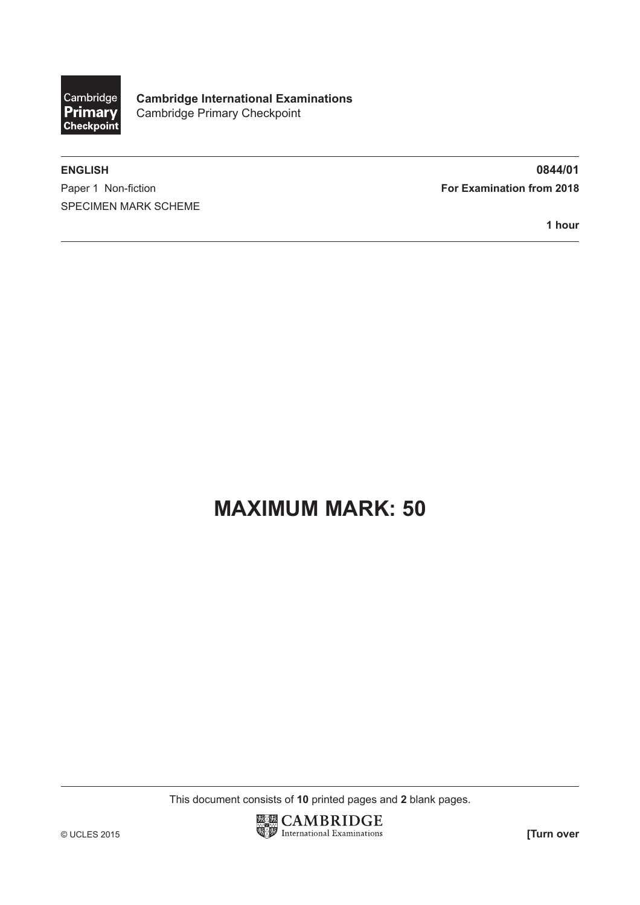Cambridge Primary Checkpoint

**Cambridge International Examinations**
Cambridge Primary Checkpoint

**ENGLISH** **0844/01**

Paper 1 Non-fiction **For Examination from 2018**

SPECIMEN MARK SCHEME

**1 hour**

# MAXIMUM MARK: 50

This document consists of **10** printed pages and **2** blank pages.

© UCLES 2015

CAMBRIDGE International Examinations

**[Turn over**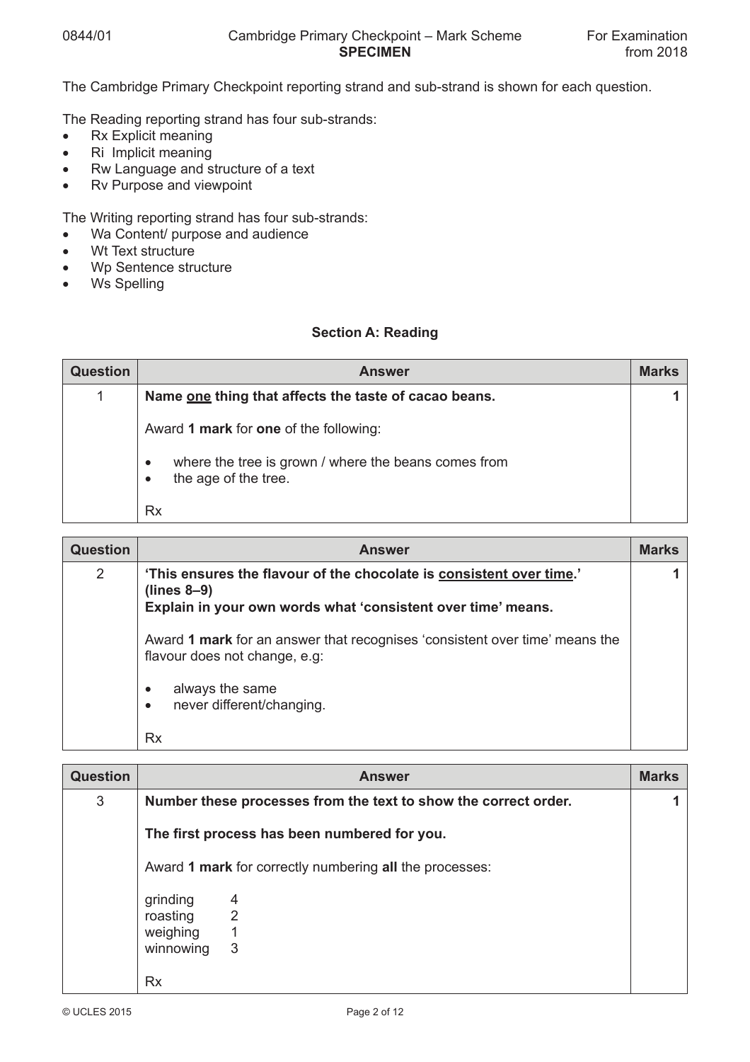The Cambridge Primary Checkpoint reporting strand and sub-strand is shown for each question.

The Reading reporting strand has four sub-strands:

- Rx Explicit meaning
- Ri Implicit meaning
- Rw Language and structure of a text
- Rv Purpose and viewpoint

The Writing reporting strand has four sub-strands:

- Wa Content/ purpose and audience
- Wt Text structure
- Wp Sentence structure
- Ws Spelling

## Section A: Reading

| Question | Answer | Marks |
|---|---|---|
| 1 | **Name one thing that affects the taste of cacao beans.**<br><br>Award **1 mark** for **one** of the following:<br><br>• where the tree is grown / where the beans comes from<br>• the age of the tree.<br><br>Rx | **1** |

| Question | Answer | Marks |
|---|---|---|
| 2 | **'This ensures the flavour of the chocolate is consistent over time.' (lines 8–9)**<br>**Explain in your own words what 'consistent over time' means.**<br><br>Award **1 mark** for an answer that recognises 'consistent over time' means the flavour does not change, e.g:<br><br>• always the same<br>• never different/changing.<br><br>Rx | **1** |

| Question | Answer | Marks |
|---|---|---|
| 3 | **Number these processes from the text to show the correct order.**<br><br>**The first process has been numbered for you.**<br><br>Award **1 mark** for correctly numbering **all** the processes:<br><br>grinding 4<br>roasting 2<br>weighing 1<br>winnowing 3<br><br>Rx | **1** |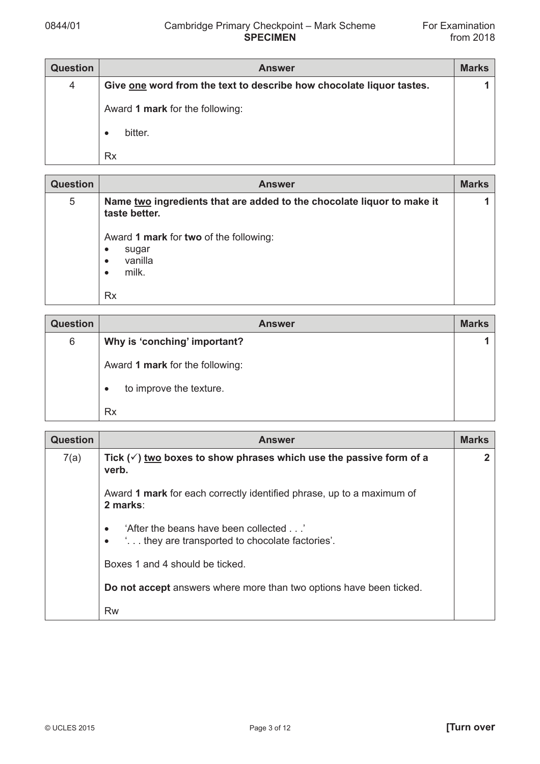| Question | Answer | Marks |
|---|---|---|
| 4 | **Give one word from the text to describe how chocolate liquor tastes.**<br><br>Award **1 mark** for the following:<br><br>• bitter.<br><br>Rx | **1** |

| Question | Answer | Marks |
|---|---|---|
| 5 | **Name two ingredients that are added to the chocolate liquor to make it taste better.**<br><br>Award **1 mark** for **two** of the following:<br>• sugar<br>• vanilla<br>• milk.<br><br>Rx | **1** |

| Question | Answer | Marks |
|---|---|---|
| 6 | **Why is 'conching' important?**<br><br>Award **1 mark** for the following:<br><br>• to improve the texture.<br><br>Rx | **1** |

| Question | Answer | Marks |
|---|---|---|
| 7(a) | **Tick (✓) two boxes to show phrases which use the passive form of a verb.**<br><br>Award **1 mark** for each correctly identified phrase, up to a maximum of **2 marks**:<br><br>• 'After the beans have been collected . . .'<br>• '. . . they are transported to chocolate factories'.<br><br>Boxes 1 and 4 should be ticked.<br><br>**Do not accept** answers where more than two options have been ticked.<br><br>Rw | **2** |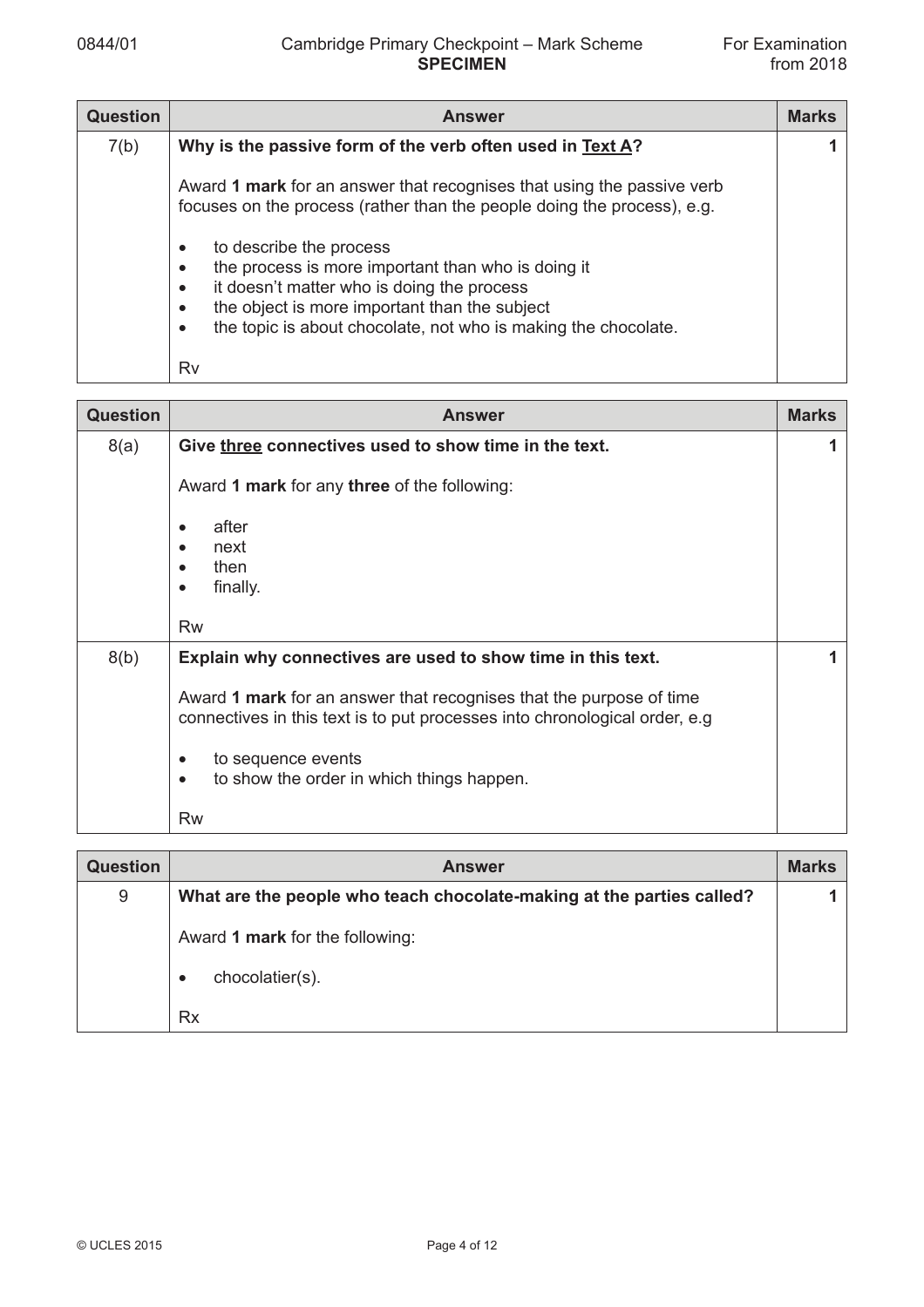| Question | Answer | Marks |
|---|---|---|
| 7(b) | **Why is the passive form of the verb often used in <u>Text A</u>?**<br><br>Award **1 mark** for an answer that recognises that using the passive verb focuses on the process (rather than the people doing the process), e.g.<br><br>• to describe the process<br>• the process is more important than who is doing it<br>• it doesn't matter who is doing the process<br>• the object is more important than the subject<br>• the topic is about chocolate, not who is making the chocolate.<br><br>Rv | 1 |

| Question | Answer | Marks |
|---|---|---|
| 8(a) | **Give <u>three</u> connectives used to show time in the text.**<br><br>Award **1 mark** for any **three** of the following:<br><br>• after<br>• next<br>• then<br>• finally.<br><br>Rw | 1 |
| 8(b) | **Explain why connectives are used to show time in this text.**<br><br>Award **1 mark** for an answer that recognises that the purpose of time connectives in this text is to put processes into chronological order, e.g<br><br>• to sequence events<br>• to show the order in which things happen.<br><br>Rw | 1 |

| Question | Answer | Marks |
|---|---|---|
| 9 | **What are the people who teach chocolate-making at the parties called?**<br><br>Award **1 mark** for the following:<br><br>• chocolatier(s).<br><br>Rx | 1 |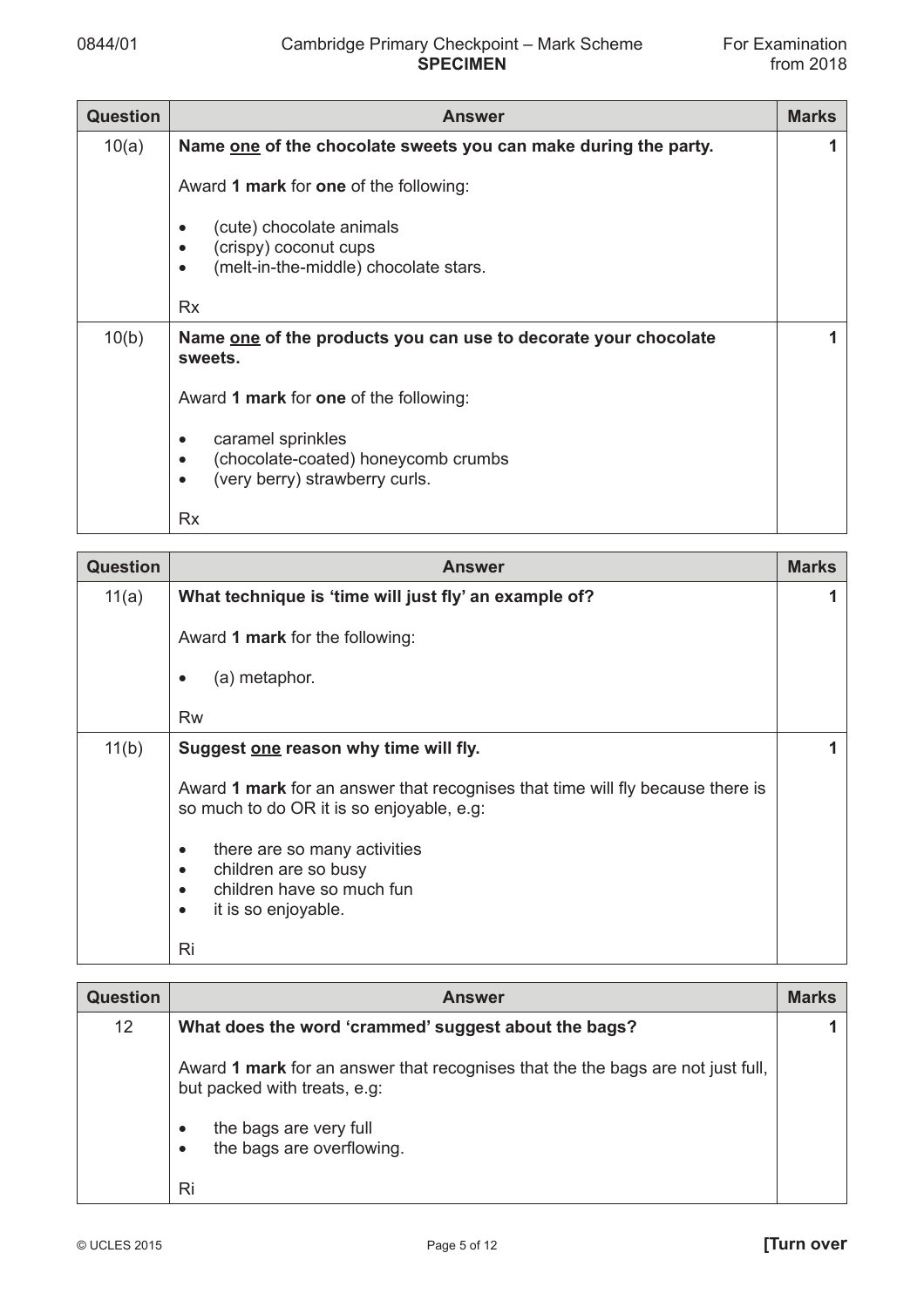| Question | Answer | Marks |
|---|---|---|
| 10(a) | **Name <u>one</u> of the chocolate sweets you can make during the party.**<br><br>Award **1 mark** for **one** of the following:<br><br>• (cute) chocolate animals<br>• (crispy) coconut cups<br>• (melt-in-the-middle) chocolate stars.<br><br>Rx | 1 |
| 10(b) | **Name <u>one</u> of the products you can use to decorate your chocolate sweets.**<br><br>Award **1 mark** for **one** of the following:<br><br>• caramel sprinkles<br>• (chocolate-coated) honeycomb crumbs<br>• (very berry) strawberry curls.<br><br>Rx | 1 |

| Question | Answer | Marks |
|---|---|---|
| 11(a) | **What technique is 'time will just fly' an example of?**<br><br>Award **1 mark** for the following:<br><br>• (a) metaphor.<br><br>Rw | 1 |
| 11(b) | **Suggest <u>one</u> reason why time will fly.**<br><br>Award **1 mark** for an answer that recognises that time will fly because there is so much to do OR it is so enjoyable, e.g:<br><br>• there are so many activities<br>• children are so busy<br>• children have so much fun<br>• it is so enjoyable.<br><br>Ri | 1 |

| Question | Answer | Marks |
|---|---|---|
| 12 | **What does the word 'crammed' suggest about the bags?**<br><br>Award **1 mark** for an answer that recognises that the the bags are not just full, but packed with treats, e.g:<br><br>• the bags are very full<br>• the bags are overflowing.<br><br>Ri | 1 |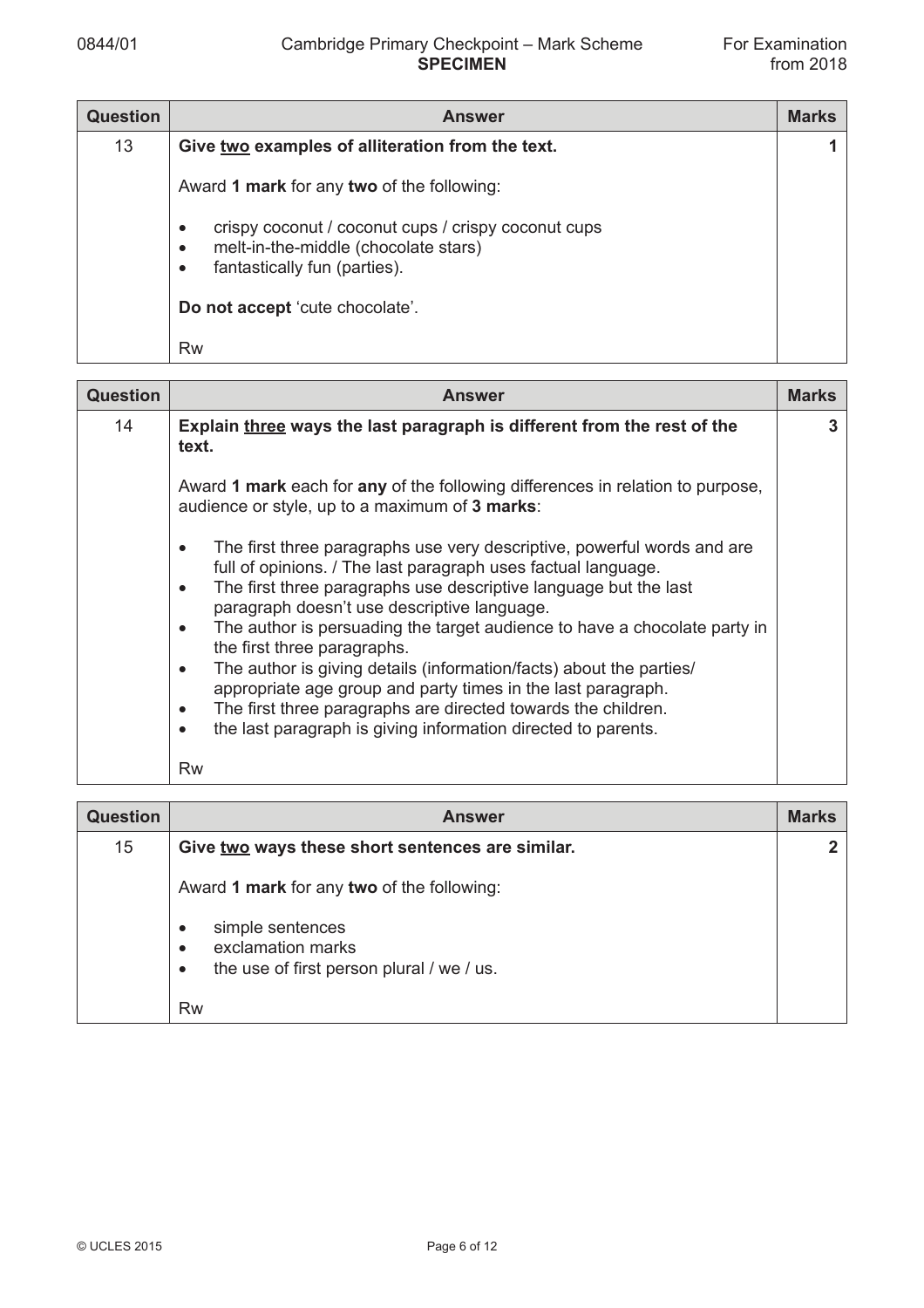| Question | Answer | Marks |
|---|---|---|
| 13 | **Give <u>two</u> examples of alliteration from the text.**<br><br>Award **1 mark** for any **two** of the following:<br><br>• crispy coconut / coconut cups / crispy coconut cups<br>• melt-in-the-middle (chocolate stars)<br>• fantastically fun (parties).<br><br>**Do not accept** 'cute chocolate'.<br><br>Rw | **1** |

| Question | Answer | Marks |
|---|---|---|
| 14 | **Explain <u>three</u> ways the last paragraph is different from the rest of the text.**<br><br>Award **1 mark** each for **any** of the following differences in relation to purpose, audience or style, up to a maximum of **3 marks**:<br><br>• The first three paragraphs use very descriptive, powerful words and are full of opinions. / The last paragraph uses factual language.<br>• The first three paragraphs use descriptive language but the last paragraph doesn't use descriptive language.<br>• The author is persuading the target audience to have a chocolate party in the first three paragraphs.<br>• The author is giving details (information/facts) about the parties/ appropriate age group and party times in the last paragraph.<br>• The first three paragraphs are directed towards the children.<br>• the last paragraph is giving information directed to parents.<br><br>Rw | **3** |

| Question | Answer | Marks |
|---|---|---|
| 15 | **Give <u>two</u> ways these short sentences are similar.**<br><br>Award **1 mark** for any **two** of the following:<br><br>• simple sentences<br>• exclamation marks<br>• the use of first person plural / we / us.<br><br>Rw | **2** |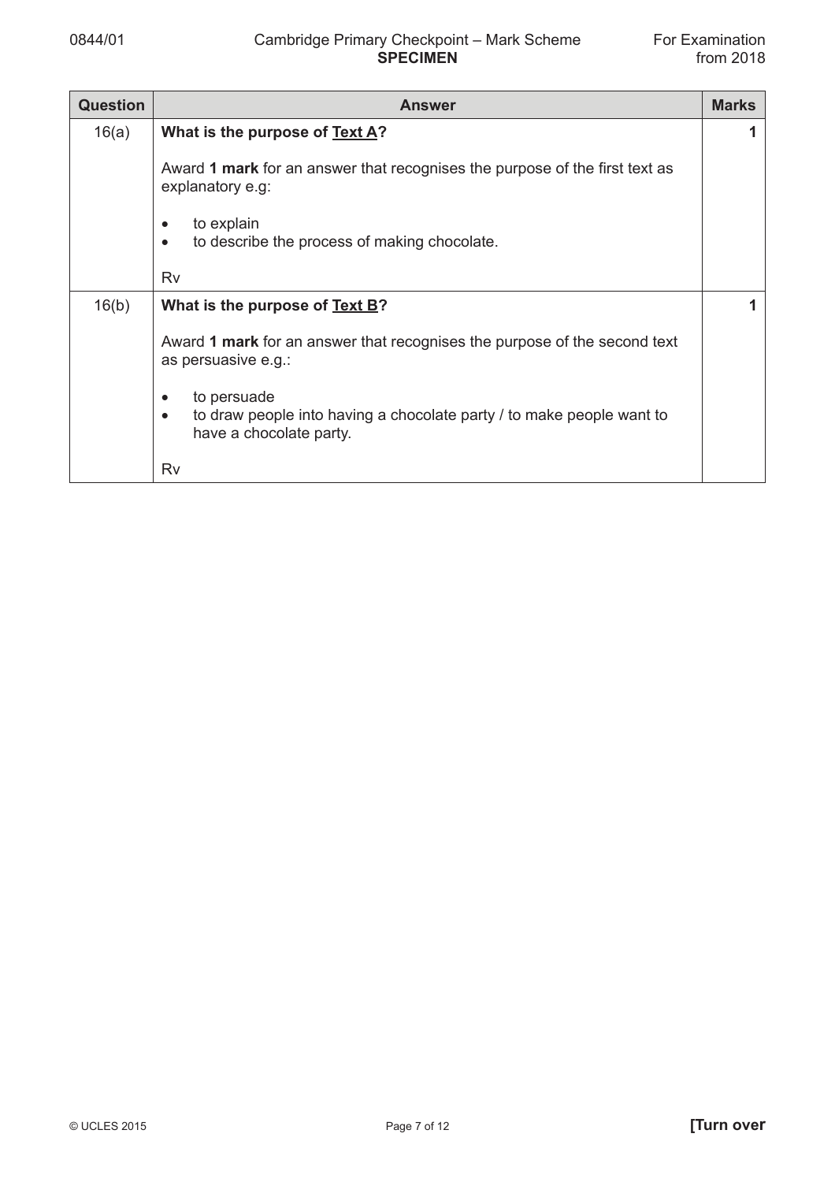| Question | Answer | Marks |
|---|---|---|
| 16(a) | **What is the purpose of <u>Text A</u>?**<br><br>Award **1 mark** for an answer that recognises the purpose of the first text as explanatory e.g:<br><br>• to explain<br>• to describe the process of making chocolate.<br><br>Rv | 1 |
| 16(b) | **What is the purpose of <u>Text B</u>?**<br><br>Award **1 mark** for an answer that recognises the purpose of the second text as persuasive e.g.:<br><br>• to persuade<br>• to draw people into having a chocolate party / to make people want to have a chocolate party.<br><br>Rv | 1 |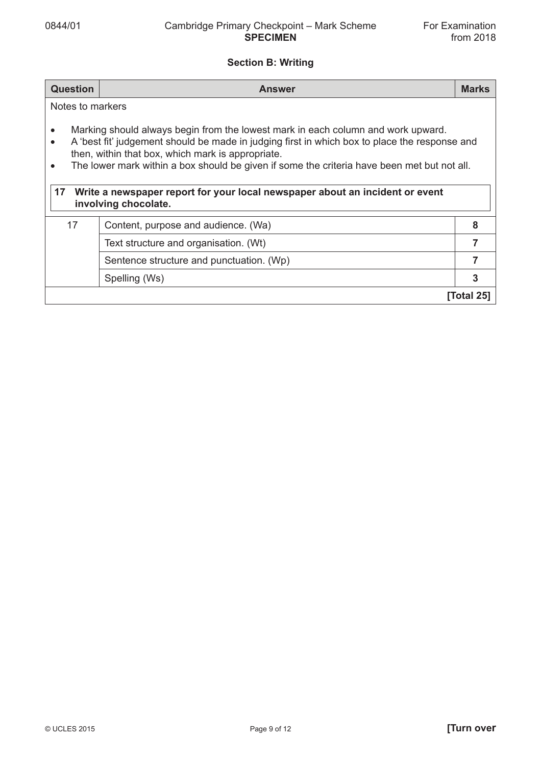## Section B: Writing

| Question | Answer | Marks |
|---|---|---|

Notes to markers

- Marking should always begin from the lowest mark in each column and work upward.
- A 'best fit' judgement should be made in judging first in which box to place the response and then, within that box, which mark is appropriate.
- The lower mark within a box should be given if some the criteria have been met but not all.

**17 Write a newspaper report for your local newspaper about an incident or event involving chocolate.**

| Question | Answer | Marks |
|---|---|---|
| 17 | Content, purpose and audience. (Wa) | **8** |
| | Text structure and organisation. (Wt) | **7** |
| | Sentence structure and punctuation. (Wp) | **7** |
| | Spelling (Ws) | **3** |
| | | **[Total 25]** |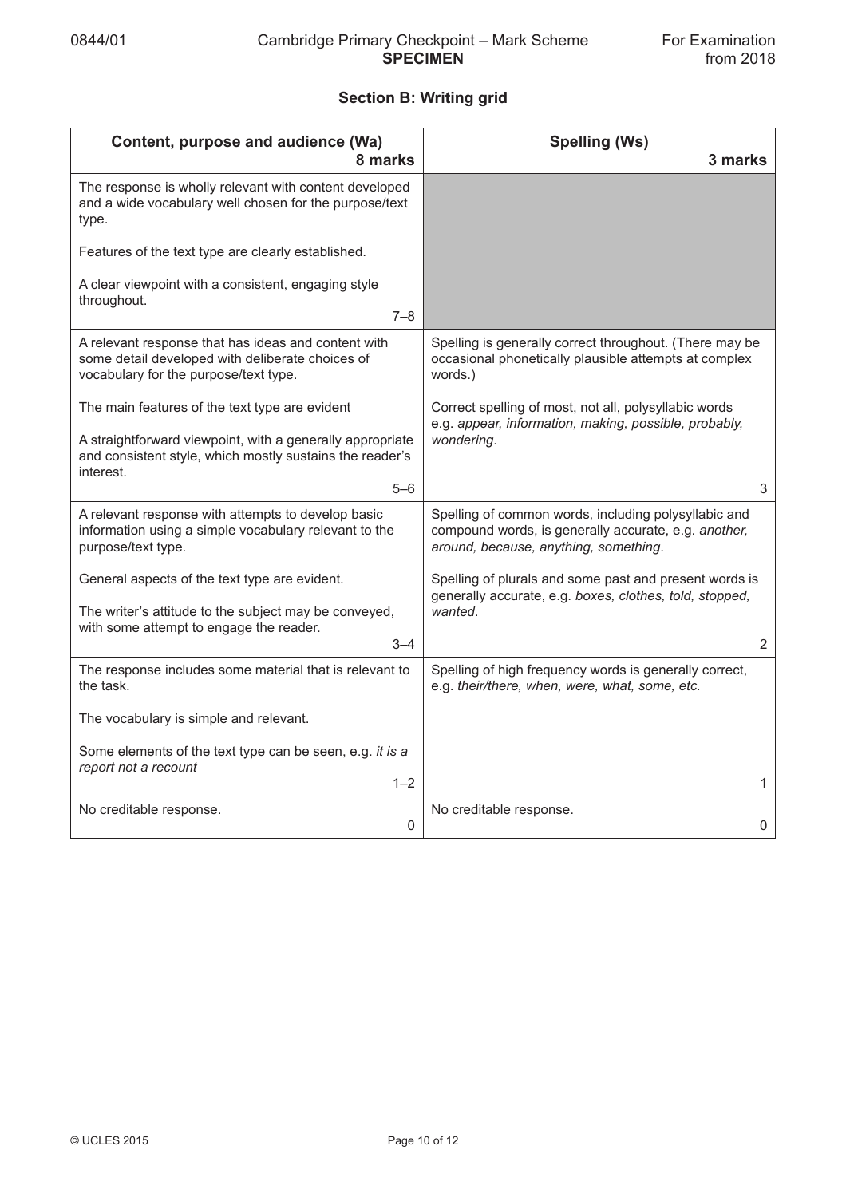## Section B: Writing grid

| Content, purpose and audience (Wa) 8 marks | Spelling (Ws) 3 marks |
|---|---|
| The response is wholly relevant with content developed and a wide vocabulary well chosen for the purpose/text type.<br><br>Features of the text type are clearly established.<br><br>A clear viewpoint with a consistent, engaging style throughout.<br><br>7–8 | |
| A relevant response that has ideas and content with some detail developed with deliberate choices of vocabulary for the purpose/text type.<br><br>The main features of the text type are evident<br><br>A straightforward viewpoint, with a generally appropriate and consistent style, which mostly sustains the reader's interest.<br><br>5–6 | Spelling is generally correct throughout. (There may be occasional phonetically plausible attempts at complex words.)<br><br>Correct spelling of most, not all, polysyllabic words e.g. *appear, information, making, possible, probably, wondering*.<br><br>3 |
| A relevant response with attempts to develop basic information using a simple vocabulary relevant to the purpose/text type.<br><br>General aspects of the text type are evident.<br><br>The writer's attitude to the subject may be conveyed, with some attempt to engage the reader.<br><br>3–4 | Spelling of common words, including polysyllabic and compound words, is generally accurate, e.g. *another, around, because, anything, something*.<br><br>Spelling of plurals and some past and present words is generally accurate, e.g. *boxes, clothes, told, stopped, wanted*.<br><br>2 |
| The response includes some material that is relevant to the task.<br><br>The vocabulary is simple and relevant.<br><br>Some elements of the text type can be seen, e.g. *it is a report not a recount*<br><br>1–2 | Spelling of high frequency words is generally correct, e.g. *their/there, when, were, what, some, etc.*<br><br>1 |
| No creditable response.<br><br>0 | No creditable response.<br><br>0 |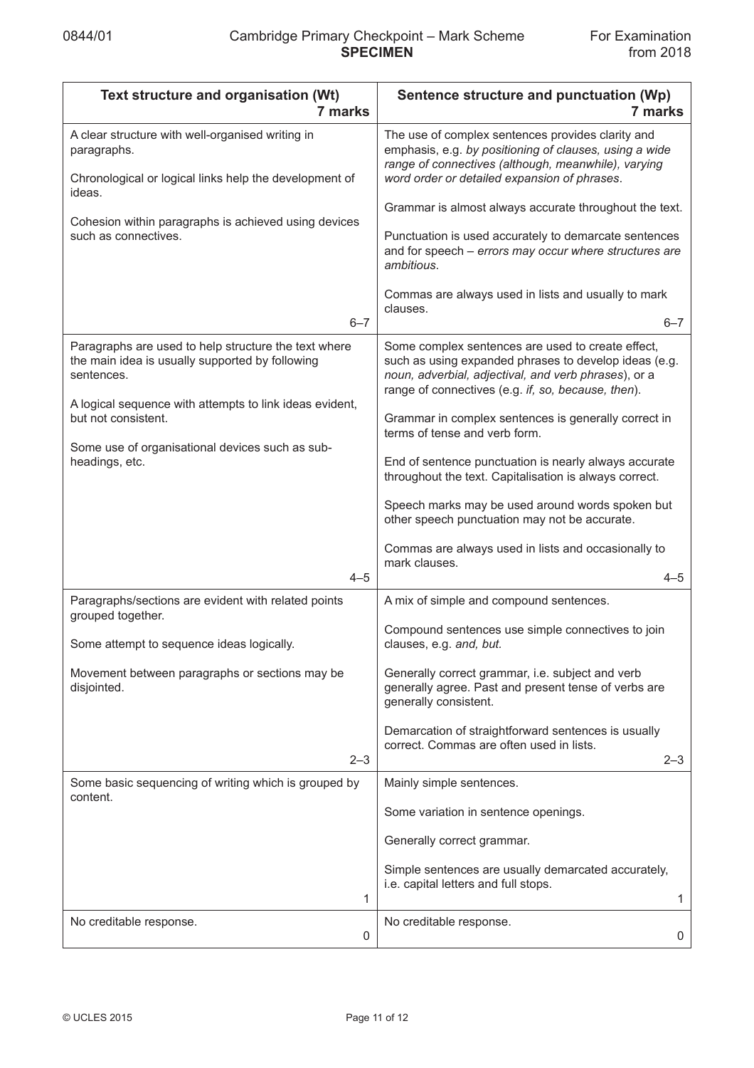| Text structure and organisation (Wt) 7 marks | | Sentence structure and punctuation (Wp) 7 marks | |
|---|---|---|---|
| A clear structure with well-organised writing in paragraphs.<br><br>Chronological or logical links help the development of ideas.<br><br>Cohesion within paragraphs is achieved using devices such as connectives. | 6–7 | The use of complex sentences provides clarity and emphasis, e.g. *by positioning of clauses, using a wide range of connectives (although, meanwhile), varying word order or detailed expansion of phrases*.<br><br>Grammar is almost always accurate throughout the text.<br><br>Punctuation is used accurately to demarcate sentences and for speech – *errors may occur where structures are ambitious*.<br><br>Commas are always used in lists and usually to mark clauses. | 6–7 |
| Paragraphs are used to help structure the text where the main idea is usually supported by following sentences.<br><br>A logical sequence with attempts to link ideas evident, but not consistent.<br><br>Some use of organisational devices such as sub-headings, etc. | 4–5 | Some complex sentences are used to create effect, such as using expanded phrases to develop ideas (e.g. *noun, adverbial, adjectival, and verb phrases*), or a range of connectives (e.g. *if, so, because, then*).<br><br>Grammar in complex sentences is generally correct in terms of tense and verb form.<br><br>End of sentence punctuation is nearly always accurate throughout the text. Capitalisation is always correct.<br><br>Speech marks may be used around words spoken but other speech punctuation may not be accurate.<br><br>Commas are always used in lists and occasionally to mark clauses. | 4–5 |
| Paragraphs/sections are evident with related points grouped together.<br><br>Some attempt to sequence ideas logically.<br><br>Movement between paragraphs or sections may be disjointed. | 2–3 | A mix of simple and compound sentences.<br><br>Compound sentences use simple connectives to join clauses, e.g. *and, but.*<br><br>Generally correct grammar, i.e. subject and verb generally agree. Past and present tense of verbs are generally consistent.<br><br>Demarcation of straightforward sentences is usually correct. Commas are often used in lists. | 2–3 |
| Some basic sequencing of writing which is grouped by content. | 1 | Mainly simple sentences.<br><br>Some variation in sentence openings.<br><br>Generally correct grammar.<br><br>Simple sentences are usually demarcated accurately, i.e. capital letters and full stops. | 1 |
| No creditable response. | 0 | No creditable response. | 0 |